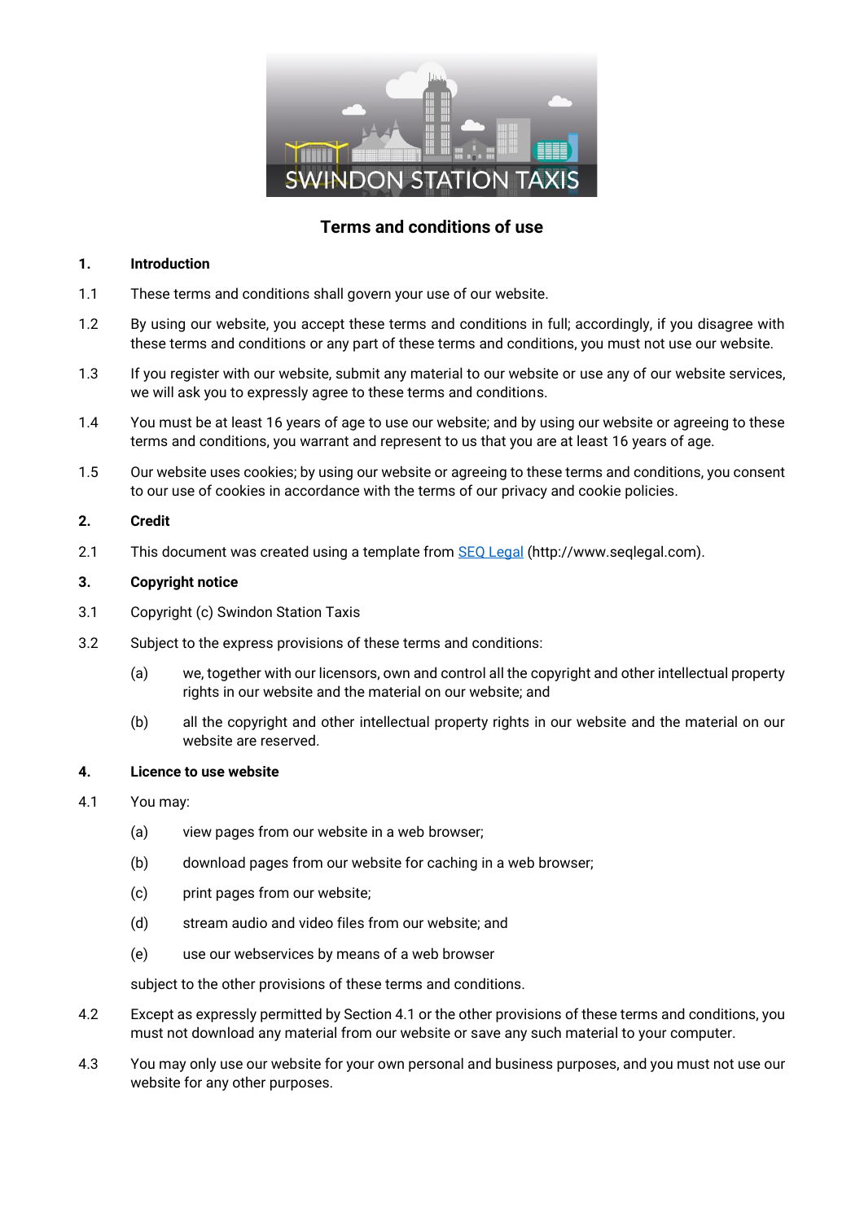# Terms and conditions of use

## 1. Introduction

1.1 These terms and conditions shall govern your use of our website.

1.2 By using our website, you accept these terms and conditions in full; accordingly, if you disagree with these terms and conditions or any part of these terms and conditions, you must not use our website.

1.3 If you register with our website, submit any material to our website or use any of our website services, we will ask you to expressly agree to these terms and conditions.

1.4 You must be at least 16 years of age to use our website; and by using our website or agreeing to these terms and conditions, you warrant and represent to us that you are at least 16 years of age.

1.5 Our website uses cookies; by using our website or agreeing to these terms and conditions, you consent to our use of cookies in accordance with the terms of our privacy and cookie policies.

## 2. Credit

2.1 This document was created using a template from [SEQ Legal](http://www.seqlegal.com) (http://www.seqlegal.com).

## 3. Copyright notice

3.1 Copyright (c) Swindon Station Taxis

3.2 Subject to the express provisions of these terms and conditions:

(a) we, together with our licensors, own and control all the copyright and other intellectual property rights in our website and the material on our website; and

(b) all the copyright and other intellectual property rights in our website and the material on our website are reserved.

## 4. Licence to use website

4.1 You may:

(a) view pages from our website in a web browser;

(b) download pages from our website for caching in a web browser;

(c) print pages from our website;

(d) stream audio and video files from our website; and

(e) use our webservices by means of a web browser

subject to the other provisions of these terms and conditions.

4.2 Except as expressly permitted by Section 4.1 or the other provisions of these terms and conditions, you must not download any material from our website or save any such material to your computer.

4.3 You may only use our website for your own personal and business purposes, and you must not use our website for any other purposes.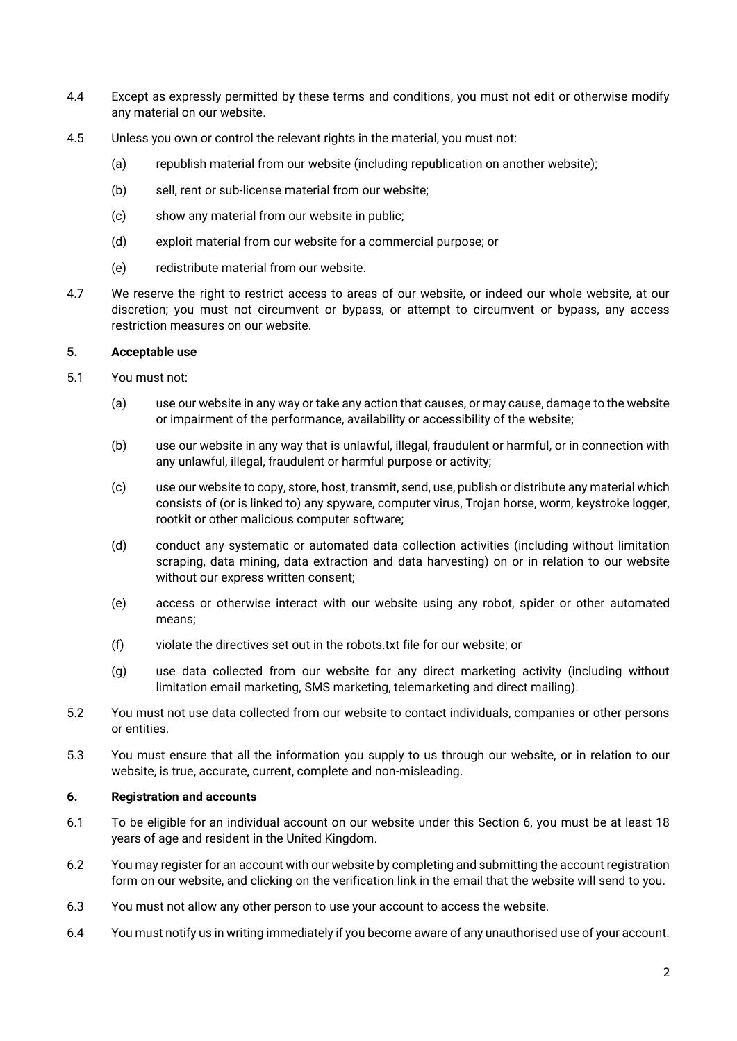4.4 Except as expressly permitted by these terms and conditions, you must not edit or otherwise modify any material on our website.

4.5 Unless you own or control the relevant rights in the material, you must not:

(a) republish material from our website (including republication on another website);

(b) sell, rent or sub-license material from our website;

(c) show any material from our website in public;

(d) exploit material from our website for a commercial purpose; or

(e) redistribute material from our website.

4.7 We reserve the right to restrict access to areas of our website, or indeed our whole website, at our discretion; you must not circumvent or bypass, or attempt to circumvent or bypass, any access restriction measures on our website.

**5. Acceptable use**

5.1 You must not:

(a) use our website in any way or take any action that causes, or may cause, damage to the website or impairment of the performance, availability or accessibility of the website;

(b) use our website in any way that is unlawful, illegal, fraudulent or harmful, or in connection with any unlawful, illegal, fraudulent or harmful purpose or activity;

(c) use our website to copy, store, host, transmit, send, use, publish or distribute any material which consists of (or is linked to) any spyware, computer virus, Trojan horse, worm, keystroke logger, rootkit or other malicious computer software;

(d) conduct any systematic or automated data collection activities (including without limitation scraping, data mining, data extraction and data harvesting) on or in relation to our website without our express written consent;

(e) access or otherwise interact with our website using any robot, spider or other automated means;

(f) violate the directives set out in the robots.txt file for our website; or

(g) use data collected from our website for any direct marketing activity (including without limitation email marketing, SMS marketing, telemarketing and direct mailing).

5.2 You must not use data collected from our website to contact individuals, companies or other persons or entities.

5.3 You must ensure that all the information you supply to us through our website, or in relation to our website, is true, accurate, current, complete and non-misleading.

**6. Registration and accounts**

6.1 To be eligible for an individual account on our website under this Section 6, you must be at least 18 years of age and resident in the United Kingdom.

6.2 You may register for an account with our website by completing and submitting the account registration form on our website, and clicking on the verification link in the email that the website will send to you.

6.3 You must not allow any other person to use your account to access the website.

6.4 You must notify us in writing immediately if you become aware of any unauthorised use of your account.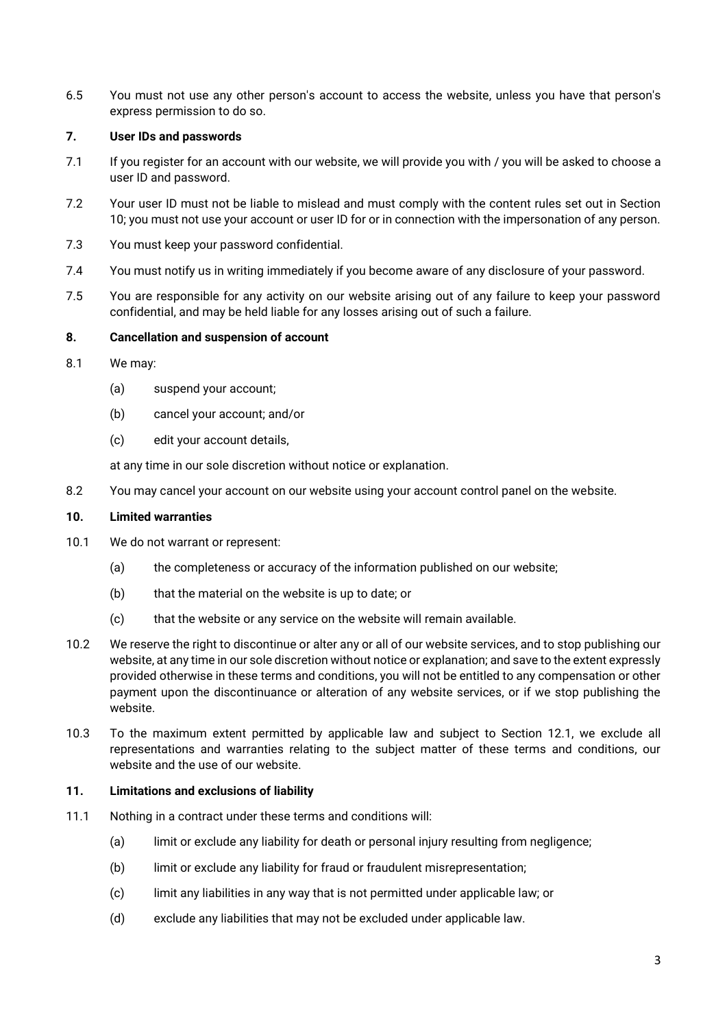6.5 You must not use any other person's account to access the website, unless you have that person's express permission to do so.

### 7. User IDs and passwords

7.1 If you register for an account with our website, we will provide you with / you will be asked to choose a user ID and password.

7.2 Your user ID must not be liable to mislead and must comply with the content rules set out in Section 10; you must not use your account or user ID for or in connection with the impersonation of any person.

7.3 You must keep your password confidential.

7.4 You must notify us in writing immediately if you become aware of any disclosure of your password.

7.5 You are responsible for any activity on our website arising out of any failure to keep your password confidential, and may be held liable for any losses arising out of such a failure.

### 8. Cancellation and suspension of account

8.1 We may:

(a) suspend your account;

(b) cancel your account; and/or

(c) edit your account details,

at any time in our sole discretion without notice or explanation.

8.2 You may cancel your account on our website using your account control panel on the website.

### 10. Limited warranties

10.1 We do not warrant or represent:

(a) the completeness or accuracy of the information published on our website;

(b) that the material on the website is up to date; or

(c) that the website or any service on the website will remain available.

10.2 We reserve the right to discontinue or alter any or all of our website services, and to stop publishing our website, at any time in our sole discretion without notice or explanation; and save to the extent expressly provided otherwise in these terms and conditions, you will not be entitled to any compensation or other payment upon the discontinuance or alteration of any website services, or if we stop publishing the website.

10.3 To the maximum extent permitted by applicable law and subject to Section 12.1, we exclude all representations and warranties relating to the subject matter of these terms and conditions, our website and the use of our website.

### 11. Limitations and exclusions of liability

11.1 Nothing in a contract under these terms and conditions will:

(a) limit or exclude any liability for death or personal injury resulting from negligence;

(b) limit or exclude any liability for fraud or fraudulent misrepresentation;

(c) limit any liabilities in any way that is not permitted under applicable law; or

(d) exclude any liabilities that may not be excluded under applicable law.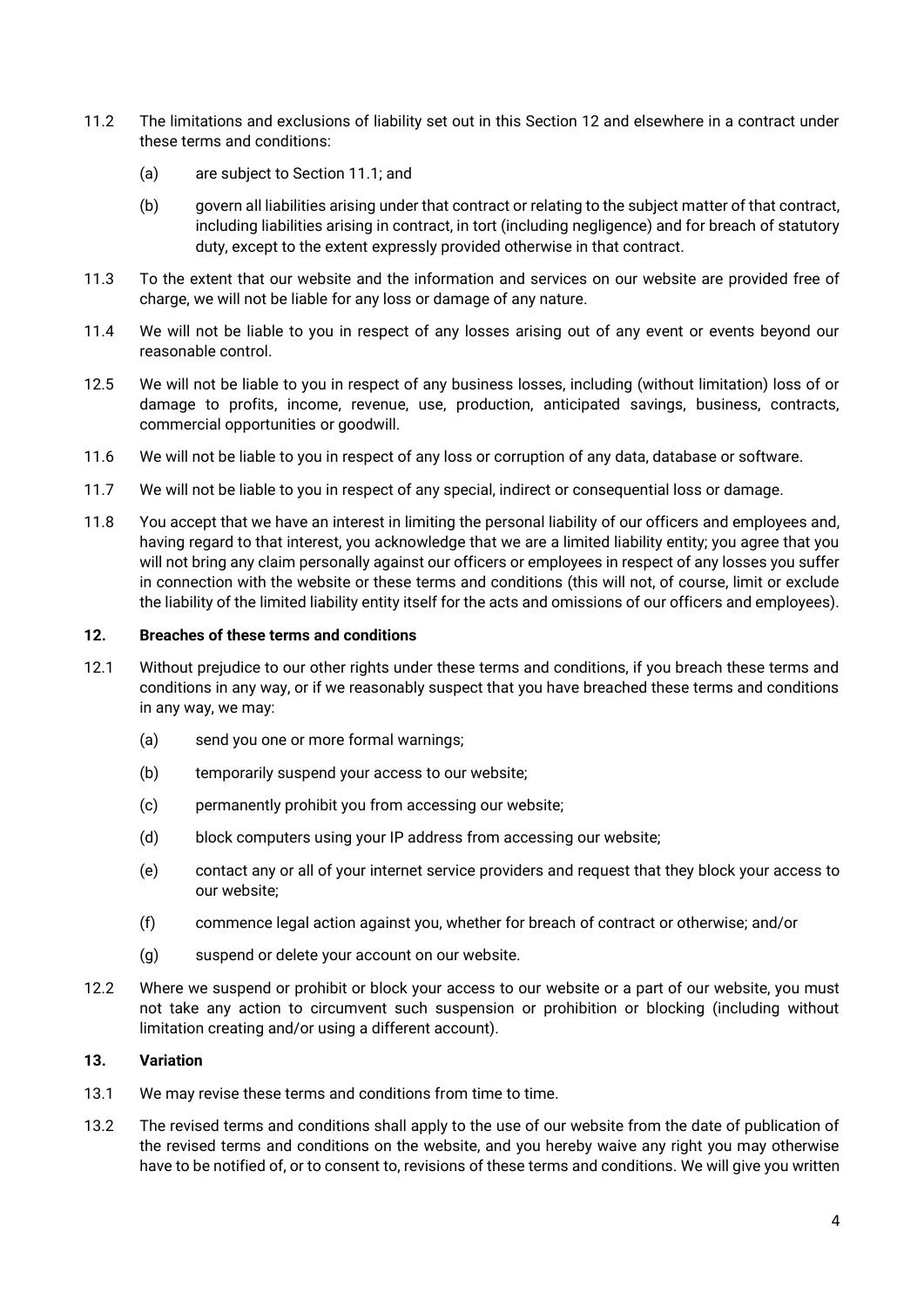11.2 The limitations and exclusions of liability set out in this Section 12 and elsewhere in a contract under these terms and conditions:

(a) are subject to Section 11.1; and

(b) govern all liabilities arising under that contract or relating to the subject matter of that contract, including liabilities arising in contract, in tort (including negligence) and for breach of statutory duty, except to the extent expressly provided otherwise in that contract.

11.3 To the extent that our website and the information and services on our website are provided free of charge, we will not be liable for any loss or damage of any nature.

11.4 We will not be liable to you in respect of any losses arising out of any event or events beyond our reasonable control.

12.5 We will not be liable to you in respect of any business losses, including (without limitation) loss of or damage to profits, income, revenue, use, production, anticipated savings, business, contracts, commercial opportunities or goodwill.

11.6 We will not be liable to you in respect of any loss or corruption of any data, database or software.

11.7 We will not be liable to you in respect of any special, indirect or consequential loss or damage.

11.8 You accept that we have an interest in limiting the personal liability of our officers and employees and, having regard to that interest, you acknowledge that we are a limited liability entity; you agree that you will not bring any claim personally against our officers or employees in respect of any losses you suffer in connection with the website or these terms and conditions (this will not, of course, limit or exclude the liability of the limited liability entity itself for the acts and omissions of our officers and employees).

## 12. Breaches of these terms and conditions

12.1 Without prejudice to our other rights under these terms and conditions, if you breach these terms and conditions in any way, or if we reasonably suspect that you have breached these terms and conditions in any way, we may:

(a) send you one or more formal warnings;

(b) temporarily suspend your access to our website;

(c) permanently prohibit you from accessing our website;

(d) block computers using your IP address from accessing our website;

(e) contact any or all of your internet service providers and request that they block your access to our website;

(f) commence legal action against you, whether for breach of contract or otherwise; and/or

(g) suspend or delete your account on our website.

12.2 Where we suspend or prohibit or block your access to our website or a part of our website, you must not take any action to circumvent such suspension or prohibition or blocking (including without limitation creating and/or using a different account).

## 13. Variation

13.1 We may revise these terms and conditions from time to time.

13.2 The revised terms and conditions shall apply to the use of our website from the date of publication of the revised terms and conditions on the website, and you hereby waive any right you may otherwise have to be notified of, or to consent to, revisions of these terms and conditions. We will give you written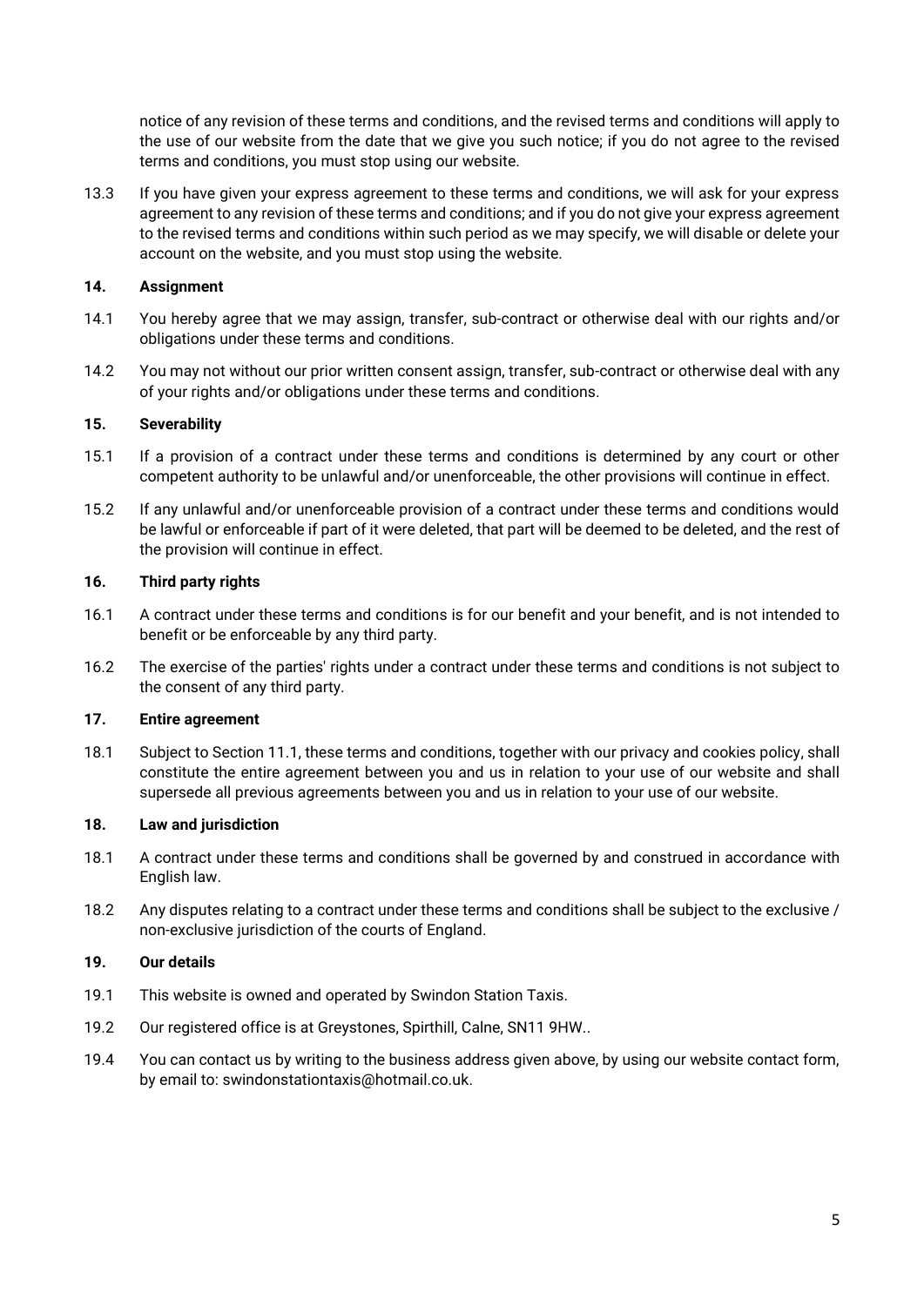notice of any revision of these terms and conditions, and the revised terms and conditions will apply to the use of our website from the date that we give you such notice; if you do not agree to the revised terms and conditions, you must stop using our website.

13.3 If you have given your express agreement to these terms and conditions, we will ask for your express agreement to any revision of these terms and conditions; and if you do not give your express agreement to the revised terms and conditions within such period as we may specify, we will disable or delete your account on the website, and you must stop using the website.

**14. Assignment**

14.1 You hereby agree that we may assign, transfer, sub-contract or otherwise deal with our rights and/or obligations under these terms and conditions.

14.2 You may not without our prior written consent assign, transfer, sub-contract or otherwise deal with any of your rights and/or obligations under these terms and conditions.

**15. Severability**

15.1 If a provision of a contract under these terms and conditions is determined by any court or other competent authority to be unlawful and/or unenforceable, the other provisions will continue in effect.

15.2 If any unlawful and/or unenforceable provision of a contract under these terms and conditions would be lawful or enforceable if part of it were deleted, that part will be deemed to be deleted, and the rest of the provision will continue in effect.

**16. Third party rights**

16.1 A contract under these terms and conditions is for our benefit and your benefit, and is not intended to benefit or be enforceable by any third party.

16.2 The exercise of the parties' rights under a contract under these terms and conditions is not subject to the consent of any third party.

**17. Entire agreement**

18.1 Subject to Section 11.1, these terms and conditions, together with our privacy and cookies policy, shall constitute the entire agreement between you and us in relation to your use of our website and shall supersede all previous agreements between you and us in relation to your use of our website.

**18. Law and jurisdiction**

18.1 A contract under these terms and conditions shall be governed by and construed in accordance with English law.

18.2 Any disputes relating to a contract under these terms and conditions shall be subject to the exclusive / non-exclusive jurisdiction of the courts of England.

**19. Our details**

19.1 This website is owned and operated by Swindon Station Taxis.

19.2 Our registered office is at Greystones, Spirthill, Calne, SN11 9HW..

19.4 You can contact us by writing to the business address given above, by using our website contact form, by email to: swindonstationtaxis@hotmail.co.uk.